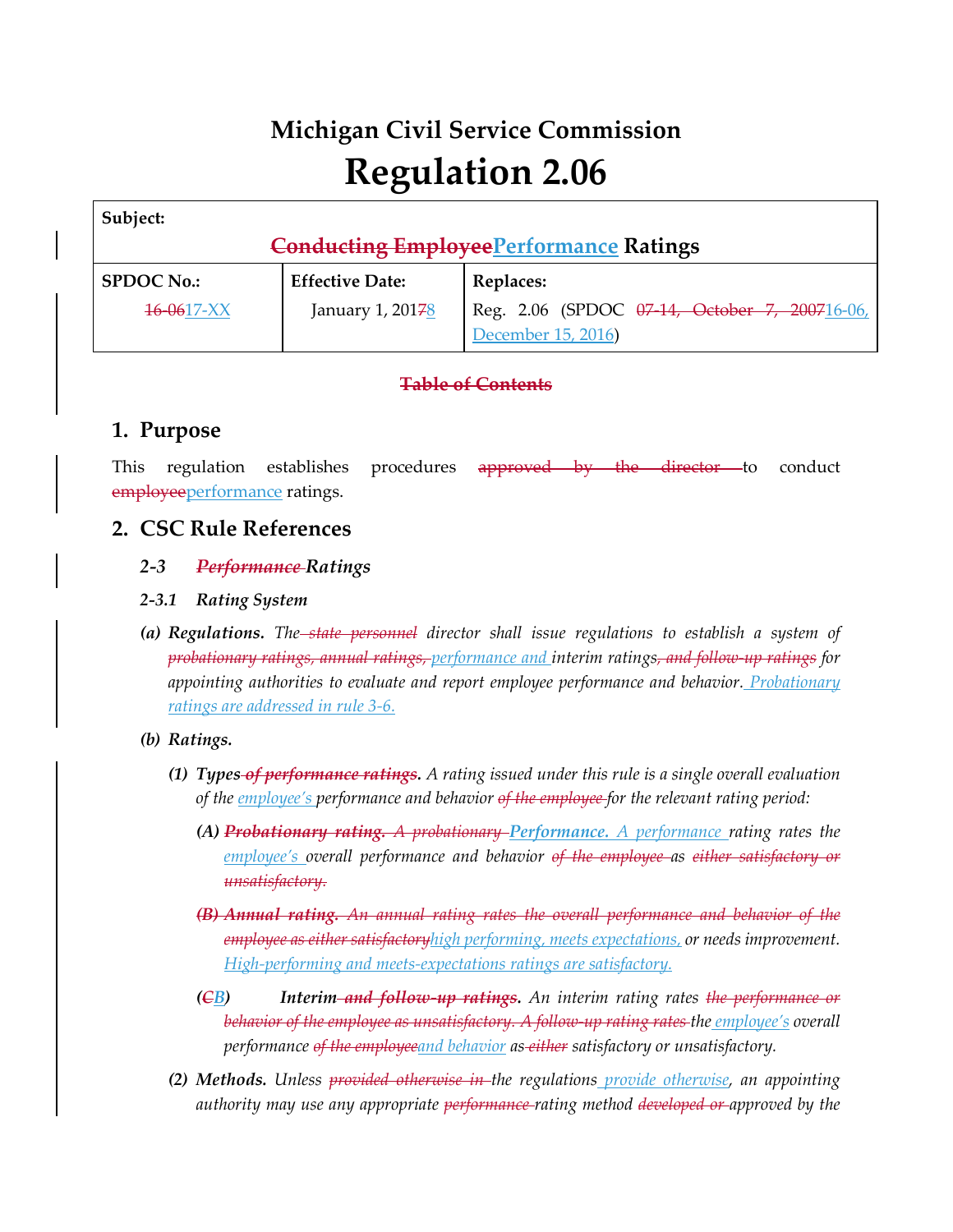# Michigan Civil Service Commission

# Regulation 2.06

| Subject: | | |
|---|---|---|
| ~~Conducting Employee~~Performance Ratings | | |
| **SPDOC No.:** | **Effective Date:** | **Replaces:** |
| ~~16-06~~17-XX | January 1, 201~~7~~8 | Reg. 2.06 (SPDOC ~~07-14, October 7, 2007~~16-06, December 15, 2016) |

~~**Table of Contents**~~

## 1. Purpose

This regulation establishes procedures ~~approved by the director~~ to conduct ~~employee~~performance ratings.

## 2. CSC Rule References

### *2-3 ~~Performance~~ Ratings*

### *2-3.1 Rating System*

*(a)* ***Regulations.*** *The ~~state personnel~~ director shall issue regulations to establish a system of ~~probationary ratings, annual ratings,~~ performance and interim ratings~~, and follow-up ratings~~ for appointing authorities to evaluate and report employee performance and behavior. Probationary ratings are addressed in rule 3-6.*

*(b)* ***Ratings.***

*(1)* ***Types ~~of performance ratings~~.*** *A rating issued under this rule is a single overall evaluation of the employee's performance and behavior ~~of the employee~~ for the relevant rating period:*

*(A)* ***~~Probationary rating.~~*** *~~A probationary~~* ***Performance.*** *A performance rating rates the employee's overall performance and behavior ~~of the employee~~ as ~~either satisfactory or unsatisfactory.~~*

*~~(B)~~* ***~~Annual rating.~~*** *~~An annual rating rates the overall performance and behavior of the employee as either satisfactory~~high performing, meets expectations, or needs improvement. High-performing and meets-expectations ratings are satisfactory.*

*(~~C~~B)* ***Interim ~~and follow-up ratings~~.*** *An interim rating rates ~~the performance or behavior of the employee as unsatisfactory. A follow-up rating rates~~ the employee's overall performance ~~of the employee~~and behavior as ~~either~~ satisfactory or unsatisfactory.*

*(2)* ***Methods.*** *Unless ~~provided otherwise in~~ the regulations provide otherwise, an appointing authority may use any appropriate ~~performance~~ rating method ~~developed or~~ approved by the*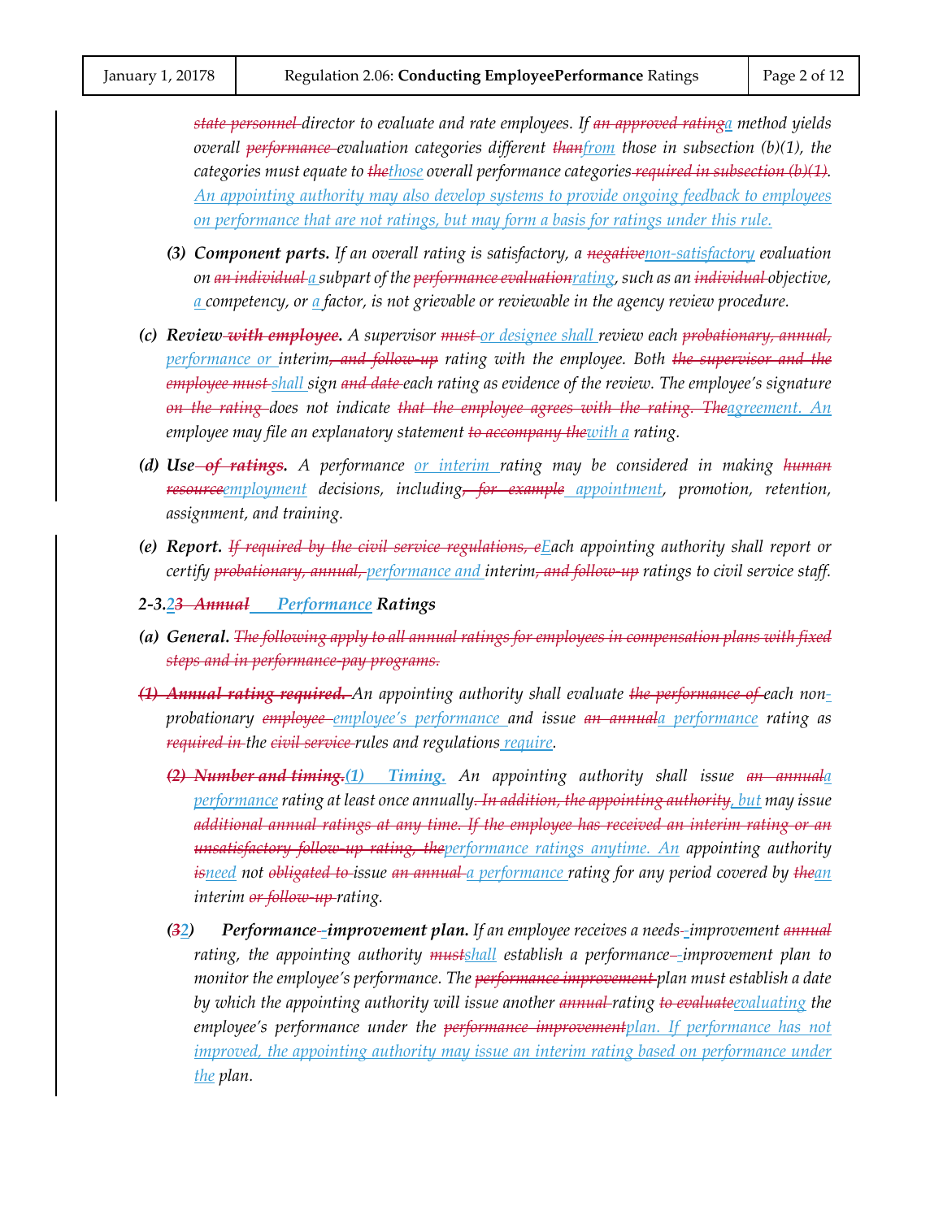*~~state personnel~~ director to evaluate and rate employees. If ~~an approved rating~~<ins>a</ins> method yields overall ~~performance~~ evaluation categories different ~~than~~<ins>from</ins> those in subsection (b)(1), the categories must equate to ~~the~~<ins>those</ins> overall performance categories ~~required in subsection (b)(1)~~. <ins>An appointing authority may also develop systems to provide ongoing feedback to employees on performance that are not ratings, but may form a basis for ratings under this rule.</ins>*

*(3) **Component parts.** If an overall rating is satisfactory, a ~~negative~~<ins>non-satisfactory</ins> evaluation on ~~an individual~~ <ins>a</ins> subpart of the ~~performance evaluation~~<ins>rating</ins>, such as an ~~individual~~ objective, <ins>a</ins> competency, or <ins>a</ins> factor, is not grievable or reviewable in the agency review procedure.*

*(c) **Review ~~with employee~~.** A supervisor ~~must~~ <ins>or designee shall</ins> review each ~~probationary, annual,~~ <ins>performance or</ins> interim~~, and follow-up~~ rating with the employee. Both ~~the supervisor and the employee must~~ <ins>shall</ins> sign ~~and date~~ each rating as evidence of the review. The employee's signature ~~on the rating~~ does not indicate ~~that the employee agrees with the rating. The~~<ins>agreement. An</ins> employee may file an explanatory statement ~~to accompany the~~<ins>with a</ins> rating.*

*(d) **Use ~~of ratings~~.** A performance <ins>or interim</ins> rating may be considered in making ~~human resource~~<ins>employment</ins> decisions, including~~, for example~~ <ins>appointment</ins>, promotion, retention, assignment, and training.*

*(e) **Report.** ~~If required by the civil service regulations, e~~<ins>E</ins>ach appointing authority shall report or certify ~~probationary, annual,~~ <ins>performance and</ins> interim~~, and follow-up~~ ratings to civil service staff.*

***2-3.<ins>2</ins>~~3~~ ~~Annual~~ <ins>Performance</ins> Ratings***

*(a) **General.** ~~The following apply to all annual ratings for employees in compensation plans with fixed steps and in performance-pay programs.~~*

*~~**(1) Annual rating required.**~~ An appointing authority shall evaluate ~~the performance of~~ each non<ins>-</ins>probationary ~~employee~~ <ins>employee's performance</ins> and issue ~~an annual~~<ins>a performance</ins> rating as ~~required in~~ the ~~civil service~~ rules and regulations <ins>require</ins>.*

*~~**(2) Number and timing.**~~<ins>**(1) Timing.**</ins> An appointing authority shall issue ~~an annual~~<ins>a performance</ins> rating at least once annually~~. In addition, the appointing authority~~<ins>, but</ins> may issue ~~additional annual ratings at any time. If the employee has received an interim rating or an unsatisfactory follow-up rating, the~~<ins>performance ratings anytime. An</ins> appointing authority ~~is~~<ins>need</ins> not ~~obligated to~~ issue ~~an annual~~ <ins>a performance</ins> rating for any period covered by ~~the~~<ins>an</ins> interim ~~or follow-up~~ rating.*

*(~~3~~<ins>2</ins>) **Performance<ins>-</ins>improvement plan.** If an employee receives a needs<ins>-</ins>improvement ~~annual~~ rating, the appointing authority ~~must~~<ins>shall</ins> establish a performance<ins>-</ins>improvement plan to monitor the employee's performance. The ~~performance improvement~~ plan must establish a date by which the appointing authority will issue another ~~annual~~ rating ~~to evaluate~~<ins>evaluating</ins> the employee's performance under the ~~performance improvement~~<ins>plan. If performance has not improved, the appointing authority may issue an interim rating based on performance under the</ins> plan.*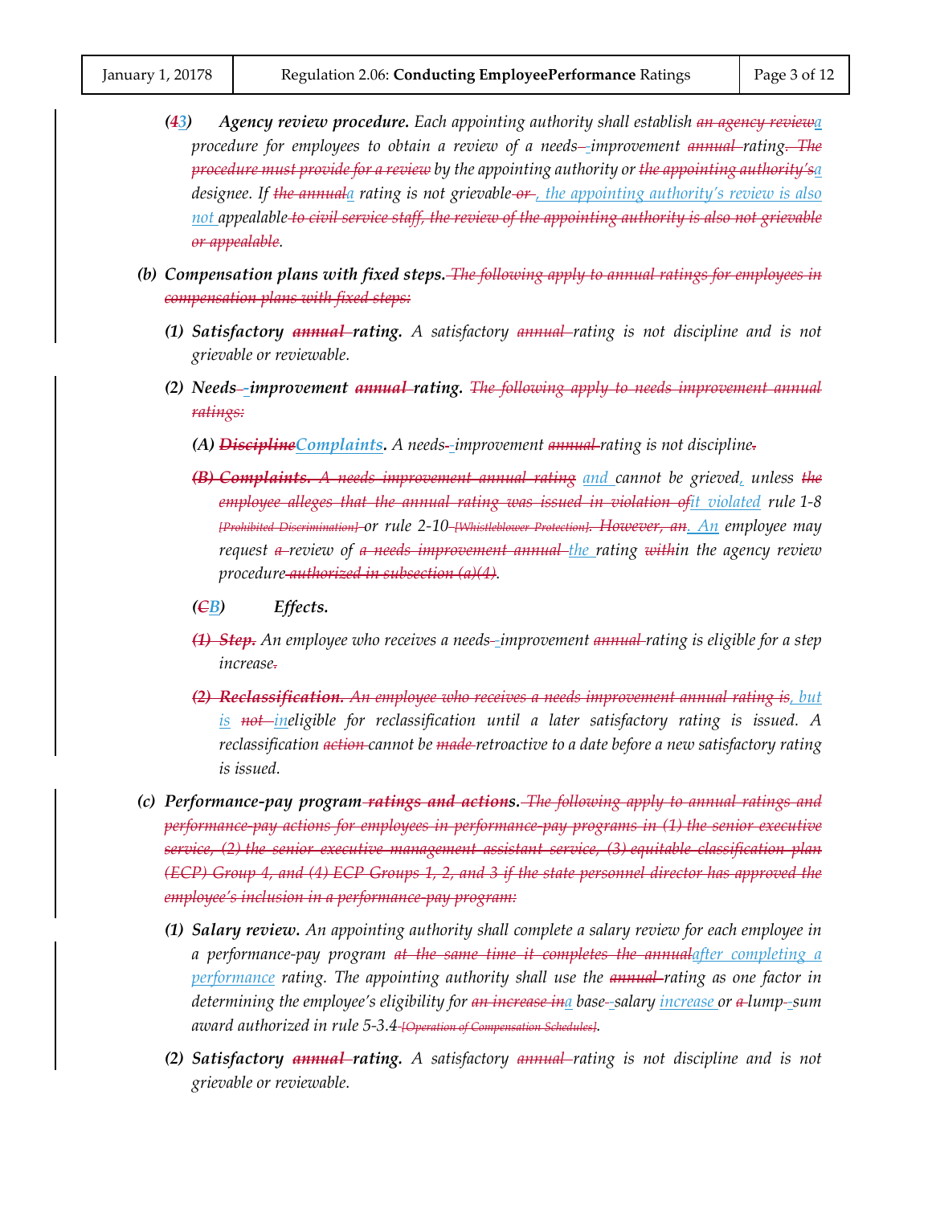*(43) **Agency review procedure.** Each appointing authority shall establish ~~an agency review~~a procedure for employees to obtain a review of a needs-–improvement ~~annual~~ rating~~. The procedure must provide for a review~~ by the appointing authority or ~~the appointing authority's~~a designee. If ~~the annual~~a rating is not grievable ~~or~~ , the appointing authority's review is also not appealable ~~to civil service staff, the review of the appointing authority is also not grievable or appealable~~.*

**(b) *Compensation plans with fixed steps.*** ~~*The following apply to annual ratings for employees in compensation plans with fixed steps:*~~

**(1) *Satisfactory ~~annual~~ rating.*** *A satisfactory ~~annual~~ rating is not discipline and is not grievable or reviewable.*

**(2) *Needs-–improvement ~~annual~~ rating.*** ~~*The following apply to needs improvement annual ratings:*~~

**(A)** ***~~Discipline~~Complaints.*** *A needs-–improvement ~~annual~~ rating is not discipline~~.~~*

~~**(B) Complaints.**~~ *~~A needs improvement annual rating~~ and cannot be grieved, unless ~~the employee alleges that the annual rating was issued in violation of~~it violated rule 1-8 ~~[Prohibited Discrimination]~~ or rule 2-10 ~~[Whistleblower Protection]~~. ~~However, an~~. An employee may request ~~a~~ review of ~~a needs improvement annual~~ the rating ~~with~~in the agency review procedure ~~authorized in subsection (a)(4)~~.*

**(~~C~~B) *Effects.***

~~*(1) Step.*~~ *An employee who receives a needs-–improvement ~~annual~~ rating is eligible for a step increase~~.~~*

~~*(2) Reclassification. An employee who receives a needs improvement annual rating is*~~*, but is ~~not~~ ineligible for reclassification until a later satisfactory rating is issued. A reclassification ~~action~~ cannot be ~~made~~ retroactive to a date before a new satisfactory rating is issued.*

**(c) *Performance-pay program ~~ratings and actions~~.*** ~~*The following apply to annual ratings and performance-pay actions for employees in performance-pay programs in (1) the senior executive service, (2) the senior executive management assistant service, (3) equitable classification plan (ECP) Group 4, and (4) ECP Groups 1, 2, and 3 if the state personnel director has approved the employee's inclusion in a performance-pay program:*~~

**(1) *Salary review.*** *An appointing authority shall complete a salary review for each employee in a performance-pay program ~~at the same time it completes the annual~~after completing a performance rating. The appointing authority shall use the ~~annual~~ rating as one factor in determining the employee's eligibility for ~~an increase in~~a base-–salary increase or ~~a~~ lump-–sum award authorized in rule 5-3.4 ~~[Operation of Compensation Schedules]~~.*

**(2) *Satisfactory ~~annual~~ rating.*** *A satisfactory ~~annual~~ rating is not discipline and is not grievable or reviewable.*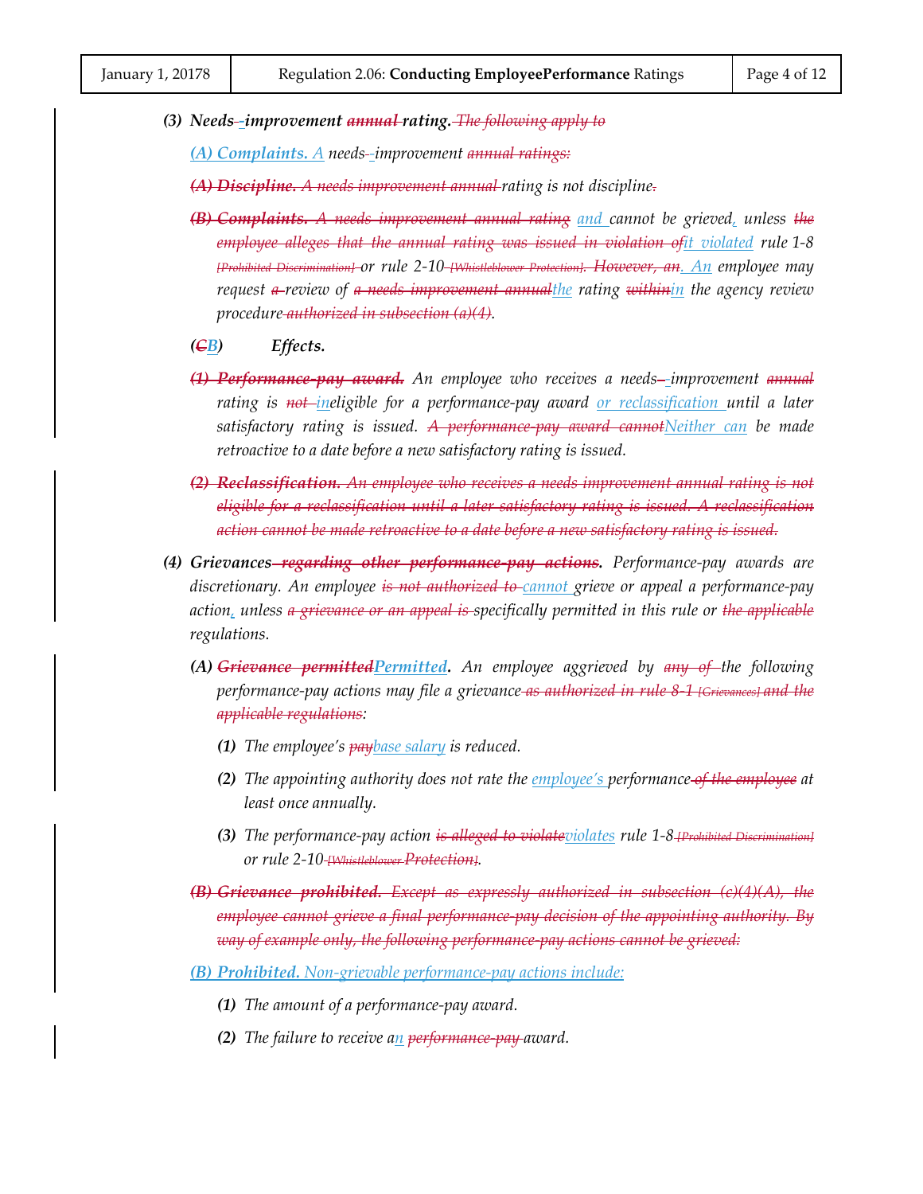**(3)** ***Needs~~-~~<u>-</u>improvement ~~annual~~ rating.*** ~~*The following apply to*~~

***<u>(A) Complaints. A</u>*** *needs~~-~~<u>-</u>improvement ~~annual ratings:~~*

~~***(A) Discipline.*** *A needs improvement annual*~~ *rating is not discipline~~.~~*

~~***(B) Complaints.*** *A needs improvement annual rating*~~ *<u>and</u> cannot be grieved<u>,</u> unless ~~the employee alleges that the annual rating was issued in violation of~~<u>it violated</u> rule 1-8 ~~[Prohibited Discrimination]~~ or rule 2-10 ~~[Whistleblower Protection]. However, an~~<u>. An</u> employee may request ~~a~~ review of ~~a needs improvement annual~~<u>the</u> rating ~~within~~<u>in</u> the agency review procedure ~~authorized in subsection (a)(4)~~.*

***(~~C~~<u>B</u>)*** ***Effects.***

~~***(1) Performance-pay award.***~~ *An employee who receives a needs~~-~~<u>-</u>improvement ~~annual~~ rating is ~~not~~ <u>in</u>eligible for a performance-pay award <u>or reclassification</u> until a later satisfactory rating is issued. ~~A performance-pay award cannot~~<u>Neither can</u> be made retroactive to a date before a new satisfactory rating is issued.*

~~***(2) Reclassification.*** *An employee who receives a needs improvement annual rating is not eligible for a reclassification until a later satisfactory rating is issued. A reclassification action cannot be made retroactive to a date before a new satisfactory rating is issued.*~~

**(4)** ***Grievances ~~regarding other performance-pay actions~~.*** *Performance-pay awards are discretionary. An employee ~~is not authorized to~~ <u>cannot</u> grieve or appeal a performance-pay action<u>,</u> unless ~~a grievance or an appeal is~~ specifically permitted in this rule or ~~the applicable~~ regulations.*

**(A)** ***~~Grievance permitted~~<u>Permitted</u>.*** *An employee aggrieved by ~~any of~~ the following performance-pay actions may file a grievance ~~as authorized in rule 8-1 [Grievances] and the applicable regulations~~:*

**(1)** *The employee's ~~pay~~<u>base salary</u> is reduced.*

**(2)** *The appointing authority does not rate the <u>employee's</u> performance ~~of the employee~~ at least once annually.*

**(3)** *The performance-pay action ~~is alleged to violate~~<u>violates</u> rule 1-8 ~~[Prohibited Discrimination]~~ or rule 2-10 ~~[Whistleblower Protection]~~.*

~~***(B) Grievance prohibited.*** *Except as expressly authorized in subsection (c)(4)(A), the employee cannot grieve a final performance-pay decision of the appointing authority. By way of example only, the following performance-pay actions cannot be grieved:*~~

***<u>(B) Prohibited.</u>*** *<u>Non-grievable performance-pay actions include:</u>*

**(1)** *The amount of a performance-pay award.*

**(2)** *The failure to receive a<u>n</u> ~~performance-pay~~ award.*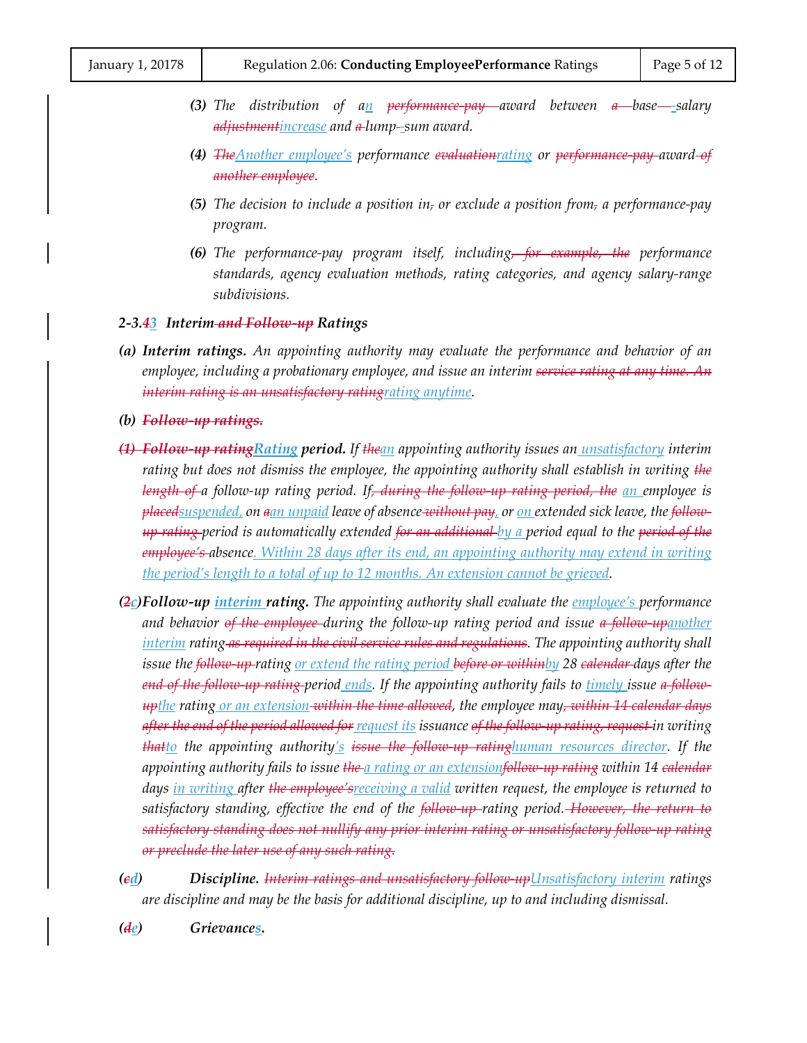*(3)* *The distribution of a<u>n</u> ~~performance-pay~~ award between ~~a~~ base<u>-</u>salary ~~adjustment~~<u>increase</u> and ~~a~~ lump<u>-</u>sum award.*

*(4)* *~~The~~<u>Another employee's</u> performance ~~evaluation~~<u>rating</u> or ~~performance-pay~~ award ~~of another employee~~.*

*(5)* *The decision to include a position in~~,~~ or exclude a position from~~,~~ a performance-pay program.*

*(6)* *The performance-pay program itself, including~~, for example, the~~ performance standards, agency evaluation methods, rating categories, and agency salary-range subdivisions.*

### 2-3.~~4~~<u>3</u> *Interim ~~and Follow-up~~ Ratings*

*(a)* ***Interim ratings.*** *An appointing authority may evaluate the performance and behavior of an employee, including a probationary employee, and issue an interim ~~service rating at any time. An interim rating is an unsatisfactory rating~~<u>rating anytime</u>.*

*(b)* ***~~Follow-up ratings.~~***

***~~(1) Follow-up rating~~<u>Rating</u> period.*** *If ~~the~~<u>an</u> appointing authority issues an <u>unsatisfactory</u> interim rating but does not dismiss the employee, the appointing authority shall establish in writing ~~the length of~~ a follow-up rating period. If~~, during the follow-up rating period, the~~ <u>an</u> employee is ~~placed~~<u>suspended,</u> on ~~a~~<u>an unpaid</u> leave of absence ~~without pay~~<u>,</u> or <u>on</u> extended sick leave, the ~~follow-up rating~~ period is automatically extended ~~for an additional~~ <u>by a</u> period equal to the ~~period of the employee's~~ absence<u>. Within 28 days after its end, an appointing authority may extend in writing the period's length to a total of up to 12 months. An extension cannot be grieved</u>.*

***(~~2~~<u>c</u>) Follow-up <u>interim</u> rating.*** *The appointing authority shall evaluate the <u>employee's</u> performance and behavior ~~of the employee~~ during the follow-up rating period and issue ~~a follow-up~~<u>another interim</u> rating ~~as required in the civil service rules and regulations~~. The appointing authority shall issue the ~~follow-up~~ rating <u>or extend the rating period</u> ~~before or within~~<u>by</u> 28 ~~calendar~~ days after the ~~end of the follow-up rating~~ period<u> ends</u>. If the appointing authority fails to <u>timely</u> issue ~~a follow-up~~<u>the</u> rating<u> or an extension</u> ~~within the time allowed~~, the employee may~~, within 14 calendar days after the end of the period allowed for~~ <u>request its</u> issuance ~~of the follow-up rating, request~~ in writing ~~that~~<u>to</u> the appointing authority<u>'s</u> ~~issue the follow-up rating~~<u>human resources director</u>. If the appointing authority fails to issue ~~the~~ <u>a rating or an extension</u>~~follow-up rating~~ within 14 ~~calendar~~ days <u>in writing</u> after ~~the employee's~~<u>receiving a valid</u> written request, the employee is returned to satisfactory standing, effective the end of the ~~follow-up~~ rating period. ~~However, the return to satisfactory standing does not nullify any prior interim rating or unsatisfactory follow-up rating or preclude the later use of any such rating.~~*

***(~~c~~<u>d</u>) Discipline.*** *~~Interim ratings and unsatisfactory follow-up~~<u>Unsatisfactory interim</u> ratings are discipline and may be the basis for additional discipline, up to and including dismissal.*

***(~~d~~<u>e</u>) Grievance<u>s</u>.***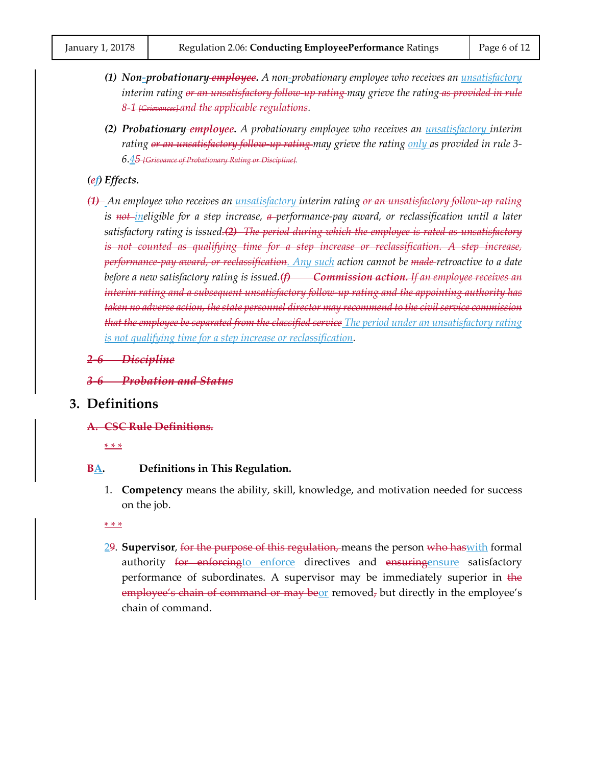*(1)* ***Non-probationary employee.*** *A non-probationary employee who receives an unsatisfactory interim rating or an unsatisfactory follow-up rating may grieve the rating as provided in rule 8-1 [Grievances] and the applicable regulations.*

*(2)* ***Probationary employee.*** *A probationary employee who receives an unsatisfactory interim rating or an unsatisfactory follow-up rating may grieve the rating only as provided in rule 3-6.45 [Grievance of Probationary Rating or Discipline].*

***(ef) Effects.***

*(1) An employee who receives an unsatisfactory interim rating or an unsatisfactory follow-up rating is not ineligible for a step increase, a performance-pay award, or reclassification until a later satisfactory rating is issued. (2) The period during which the employee is rated as unsatisfactory is not counted as qualifying time for a step increase or reclassification. A step increase, performance-pay award, or reclassification. Any such action cannot be made retroactive to a date before a new satisfactory rating is issued. (f) **Commission action.** If an employee receives an interim rating and a subsequent unsatisfactory follow-up rating and the appointing authority has taken no adverse action, the state personnel director may recommend to the civil service commission that the employee be separated from the classified service The period under an unsatisfactory rating is not qualifying time for a step increase or reclassification.*

***2-6 Discipline***

***3-6 Probation and Status***

## 3. Definitions

**A. CSC Rule Definitions.**

\* \* \*

**BA. Definitions in This Regulation.**

1. **Competency** means the ability, skill, knowledge, and motivation needed for success on the job.

\* \* \*

29. **Supervisor**, for the purpose of this regulation, means the person who haswith formal authority for enforcingto enforce directives and ensuringensure satisfactory performance of subordinates. A supervisor may be immediately superior in the employee's chain of command or may beor removed, but directly in the employee's chain of command.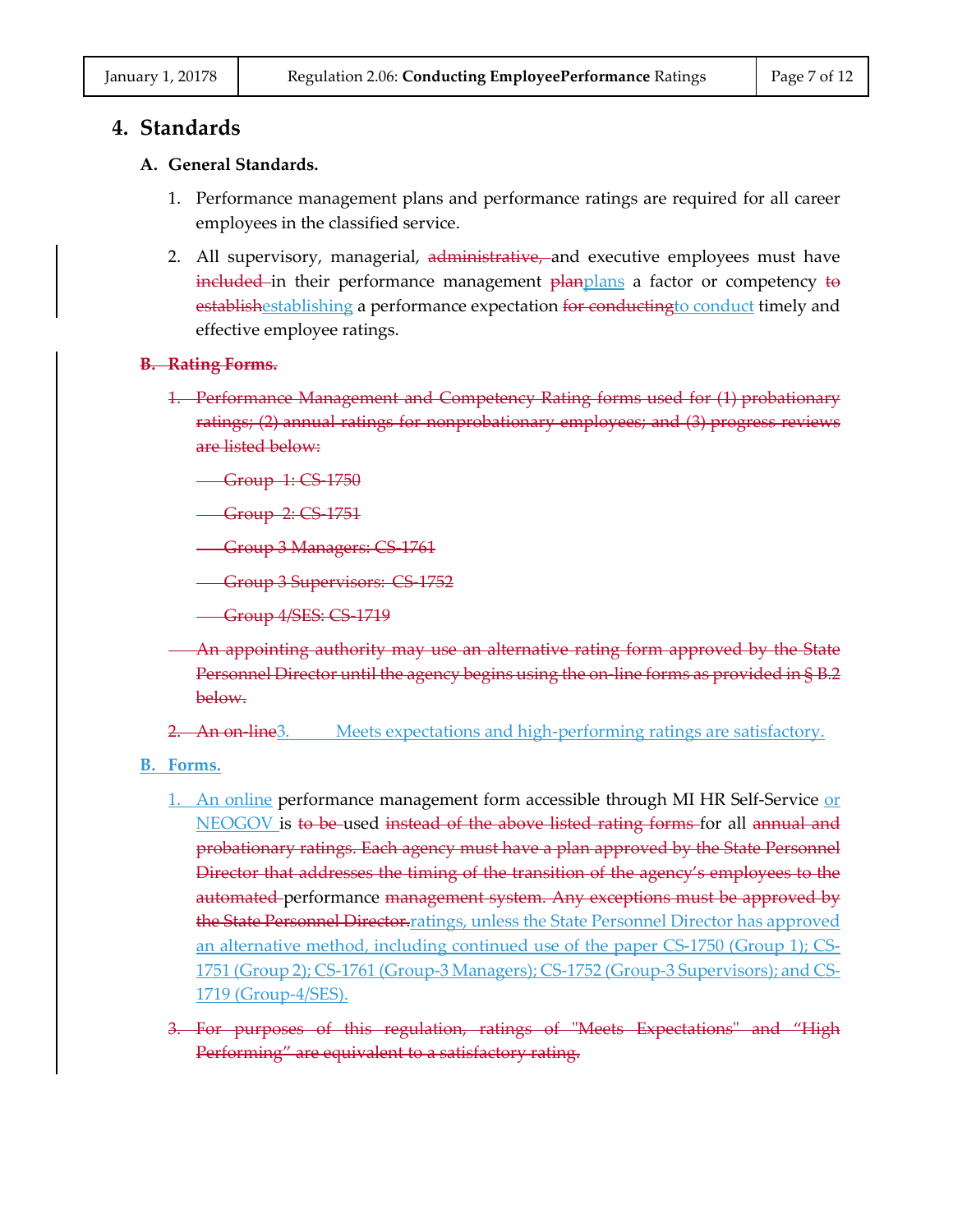## 4. Standards

### A. General Standards.

1. Performance management plans and performance ratings are required for all career employees in the classified service.

2. All supervisory, managerial, ~~administrative,~~ and executive employees must have ~~included~~ in their performance management ~~plan~~plans a factor or competency ~~to establish~~establishing a performance expectation ~~for conducting~~to conduct timely and effective employee ratings.

### ~~B. Rating Forms.~~

~~1. Performance Management and Competency Rating forms used for (1) probationary ratings; (2) annual ratings for nonprobationary employees; and (3) progress reviews are listed below:~~

~~Group 1: CS-1750~~

~~Group 2: CS-1751~~

~~Group 3 Managers: CS-1761~~

~~Group 3 Supervisors: CS-1752~~

~~Group 4/SES: CS-1719~~

~~An appointing authority may use an alternative rating form approved by the State Personnel Director until the agency begins using the on-line forms as provided in § B.2 below.~~

~~2. An on-line~~3. Meets expectations and high-performing ratings are satisfactory.

### B. Forms.

1. An online performance management form accessible through MI HR Self-Service or NEOGOV is ~~to be~~ used ~~instead of the above listed rating forms~~ for all ~~annual and probationary ratings. Each agency must have a plan approved by the State Personnel Director that addresses the timing of the transition of the agency's employees to the automated~~ performance ~~management system. Any exceptions must be approved by the State Personnel Director.~~ratings, unless the State Personnel Director has approved an alternative method, including continued use of the paper CS-1750 (Group 1); CS-1751 (Group 2); CS-1761 (Group-3 Managers); CS-1752 (Group-3 Supervisors); and CS-1719 (Group-4/SES).

~~3. For purposes of this regulation, ratings of "Meets Expectations" and "High Performing" are equivalent to a satisfactory rating.~~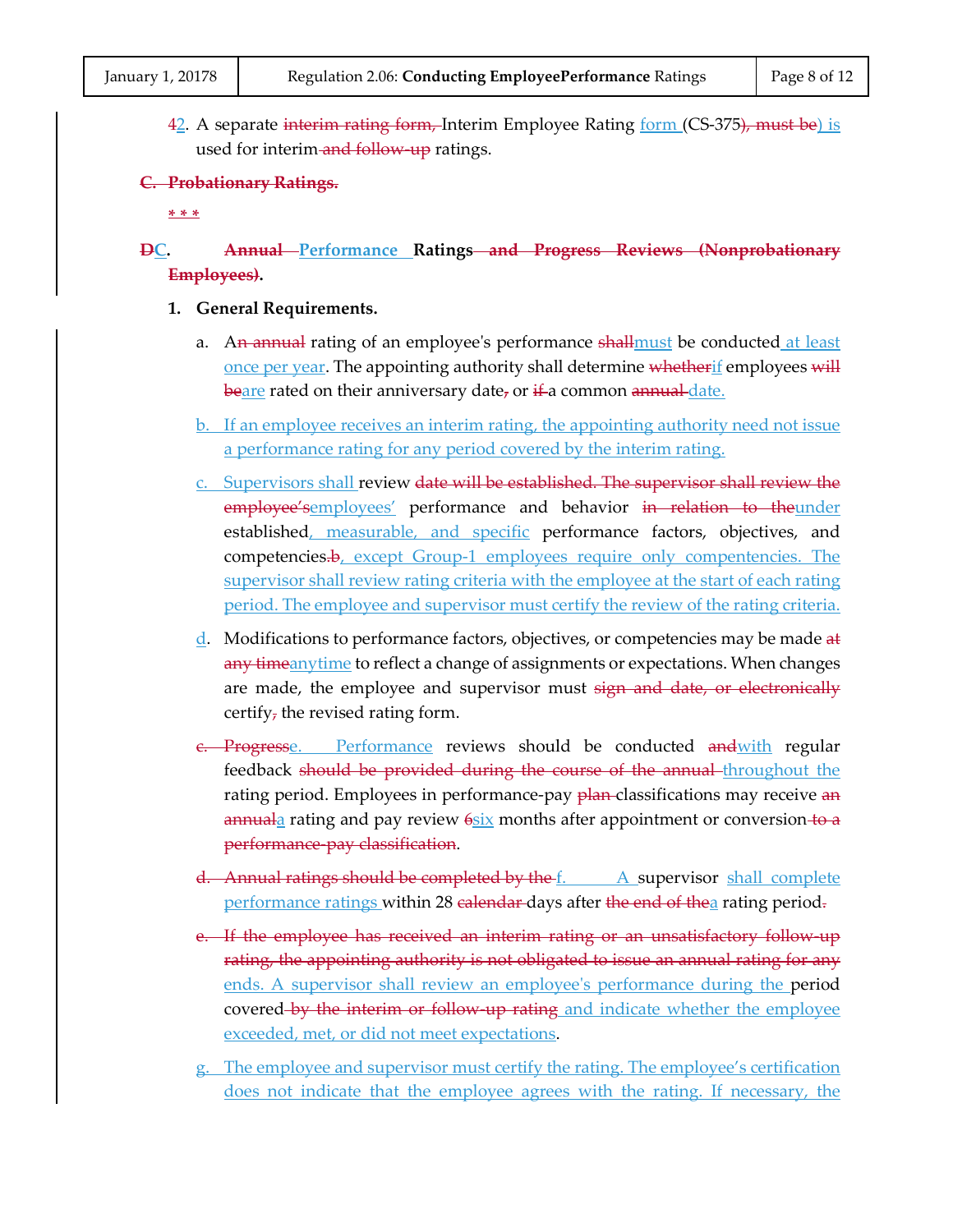~~4~~2. A separate ~~interim rating form,~~ Interim Employee Rating form (CS-375~~), must be~~) is used for interim ~~and follow-up~~ ratings.

~~**C. Probationary Ratings.**~~

~~* * *~~

**~~D~~C. ~~Annual~~ Performance Ratings ~~and Progress Reviews (Nonprobationary Employees)~~.**

**1. General Requirements.**

a. A~~n annual~~ rating of an employee's performance ~~shall~~must be conducted at least once per year. The appointing authority shall determine ~~whether~~if employees ~~will be~~are rated on their anniversary date~~,~~ or ~~if~~ a common ~~annual~~ date.

b. If an employee receives an interim rating, the appointing authority need not issue a performance rating for any period covered by the interim rating.

c. Supervisors shall review ~~date will be established. The supervisor shall review the employee's~~employees' performance and behavior ~~in relation to the~~under established, measurable, and specific performance factors, objectives, and competencies~~.b~~, except Group-1 employees require only compentencies. The supervisor shall review rating criteria with the employee at the start of each rating period. The employee and supervisor must certify the review of the rating criteria.

d. Modifications to performance factors, objectives, or competencies may be made ~~at any time~~anytime to reflect a change of assignments or expectations. When changes are made, the employee and supervisor must ~~sign and date, or electronically~~ certify~~,~~ the revised rating form.

~~c. Progress~~e. Performance reviews should be conducted ~~and~~with regular feedback ~~should be provided during the course of the annual~~ throughout the rating period. Employees in performance-pay ~~plan~~ classifications may receive ~~an annual~~a rating and pay review ~~6~~six months after appointment or conversion ~~to a performance-pay classification~~.

~~d. Annual ratings should be completed by the~~ f. A supervisor shall complete performance ratings within 28 ~~calendar~~ days after ~~the end of the~~a rating period~~.~~

~~e. If the employee has received an interim rating or an unsatisfactory follow-up rating, the appointing authority is not obligated to issue an annual rating for any~~ ends. A supervisor shall review an employee's performance during the period covered ~~by the interim or follow-up rating~~ and indicate whether the employee exceeded, met, or did not meet expectations.

g. The employee and supervisor must certify the rating. The employee's certification does not indicate that the employee agrees with the rating. If necessary, the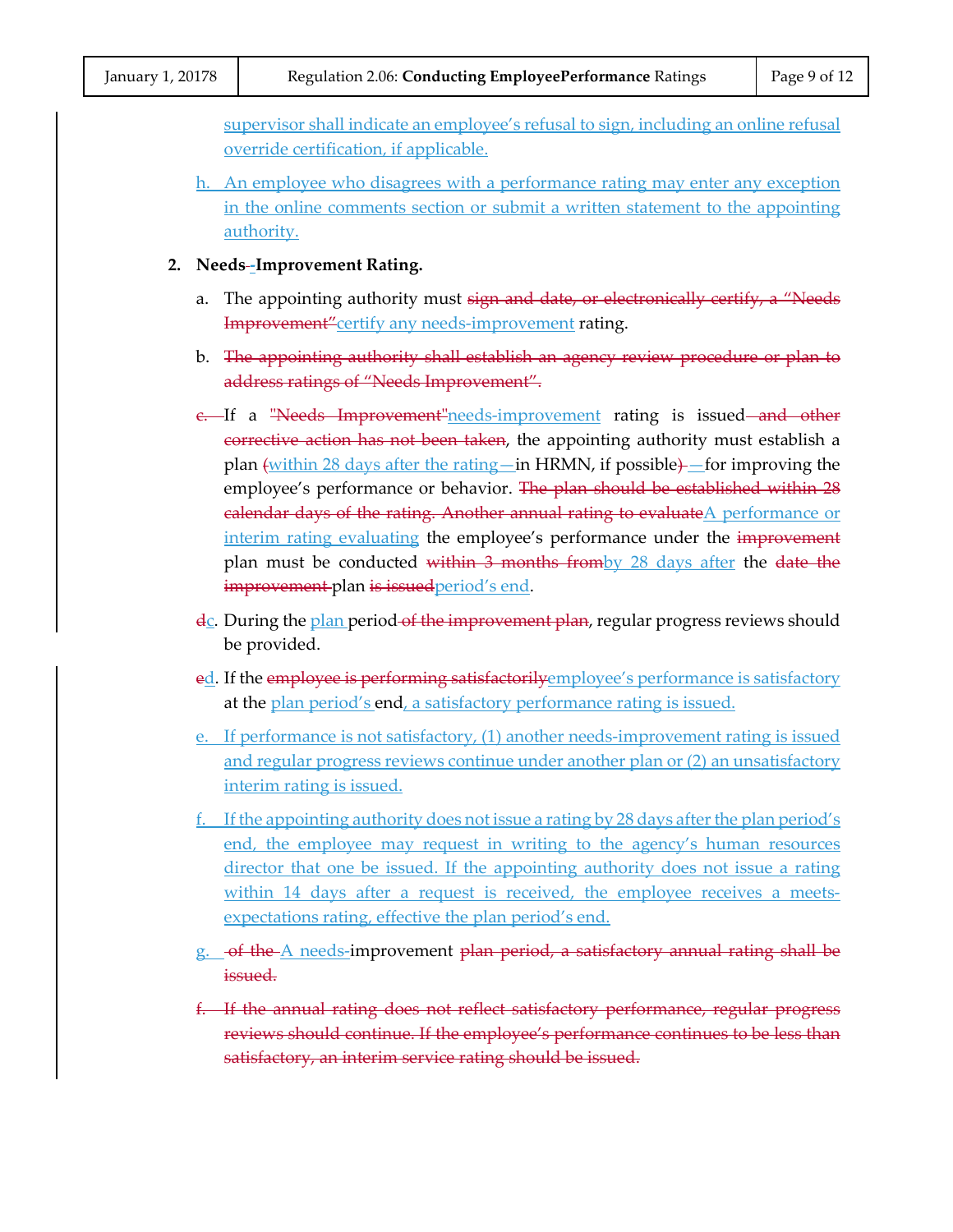supervisor shall indicate an employee's refusal to sign, including an online refusal override certification, if applicable.

h. An employee who disagrees with a performance rating may enter any exception in the online comments section or submit a written statement to the appointing authority.

**2. Needs--Improvement Rating.**

a. The appointing authority must ~~sign and date, or electronically certify, a "Needs Improvement"~~certify any needs-improvement rating.

b. ~~The appointing authority shall establish an agency review procedure or plan to address ratings of "Needs Improvement".~~

~~c.~~ If a ~~"Needs Improvement"~~needs-improvement rating is issued ~~and other corrective action has not been taken~~, the appointing authority must establish a plan ~~(~~within 28 days after the rating—in HRMN, if possible~~)~~ —for improving the employee's performance or behavior. ~~The plan should be established within 28 calendar days of the rating. Another annual rating to evaluate~~A performance or interim rating evaluating the employee's performance under the ~~improvement~~ plan must be conducted ~~within 3 months from~~by 28 days after the ~~date the improvement~~ plan ~~is issued~~period's end.

~~d~~c. During the plan period ~~of the improvement plan~~, regular progress reviews should be provided.

~~e~~d. If the ~~employee is performing satisfactorily~~employee's performance is satisfactory at the plan period's end, a satisfactory performance rating is issued.

e. If performance is not satisfactory, (1) another needs-improvement rating is issued and regular progress reviews continue under another plan or (2) an unsatisfactory interim rating is issued.

f. If the appointing authority does not issue a rating by 28 days after the plan period's end, the employee may request in writing to the agency's human resources director that one be issued. If the appointing authority does not issue a rating within 14 days after a request is received, the employee receives a meets-expectations rating, effective the plan period's end.

g. ~~of the~~ A needs-improvement ~~plan period, a satisfactory annual rating shall be issued.~~

~~f. If the annual rating does not reflect satisfactory performance, regular progress reviews should continue. If the employee's performance continues to be less than satisfactory, an interim service rating should be issued.~~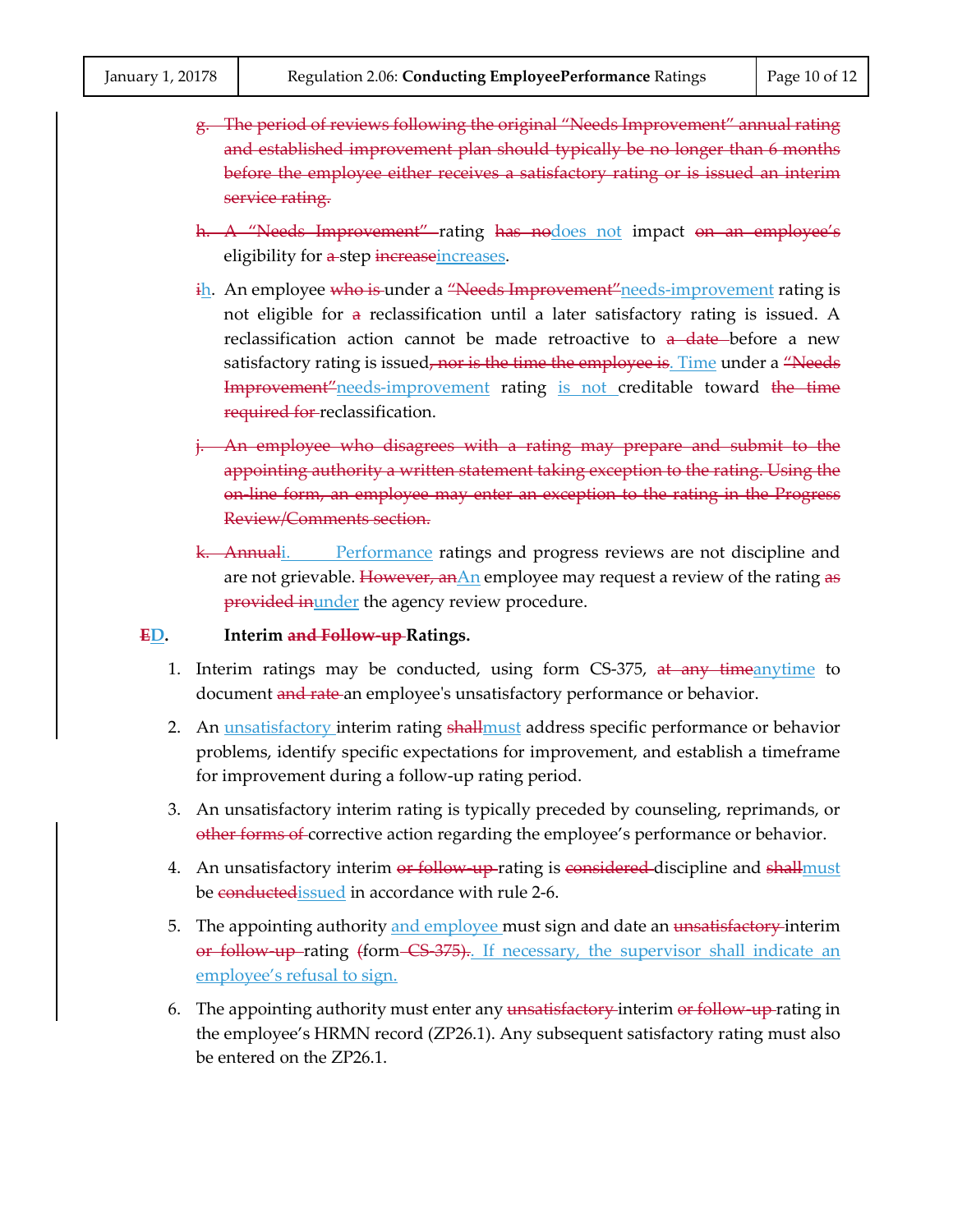~~g. The period of reviews following the original "Needs Improvement" annual rating and established improvement plan should typically be no longer than 6 months before the employee either receives a satisfactory rating or is issued an interim service rating.~~

~~h. A "Needs Improvement"~~ rating ~~has no~~<u>does not</u> impact ~~on an employee's~~ eligibility for ~~a~~ step ~~increase~~<u>increases</u>.

~~i~~<u>h</u>. An employee ~~who is~~ under a ~~"Needs Improvement"~~<u>needs-improvement</u> rating is not eligible for ~~a~~ reclassification until a later satisfactory rating is issued. A reclassification action cannot be made retroactive to ~~a date~~ before a new satisfactory rating is issued~~, nor is the time the employee is~~<u>. Time</u> under a ~~"Needs Improvement"~~<u>needs-improvement</u> rating <u>is not</u> creditable toward ~~the time required for~~ reclassification.

~~j. An employee who disagrees with a rating may prepare and submit to the appointing authority a written statement taking exception to the rating. Using the on-line form, an employee may enter an exception to the rating in the Progress Review/Comments section.~~

~~k. Annual~~<u>i. Performance</u> ratings and progress reviews are not discipline and are not grievable. ~~However, an~~<u>An</u> employee may request a review of the rating ~~as provided in~~<u>under</u> the agency review procedure.

### ~~E~~<u>D</u>. Interim ~~and Follow-up~~ Ratings.

1. Interim ratings may be conducted, using form CS-375, ~~at any time~~<u>anytime</u> to document ~~and rate~~ an employee's unsatisfactory performance or behavior.
2. An <u>unsatisfactory</u> interim rating ~~shall~~<u>must</u> address specific performance or behavior problems, identify specific expectations for improvement, and establish a timeframe for improvement during a follow-up rating period.
3. An unsatisfactory interim rating is typically preceded by counseling, reprimands, or ~~other forms of~~ corrective action regarding the employee's performance or behavior.
4. An unsatisfactory interim ~~or follow-up~~ rating is ~~considered~~ discipline and ~~shall~~<u>must</u> be ~~conducted~~<u>issued</u> in accordance with rule 2-6.
5. The appointing authority <u>and employee</u> must sign and date an ~~unsatisfactory~~ interim ~~or follow-up~~ rating ~~(~~form ~~CS-375)~~. <u>If necessary, the supervisor shall indicate an employee's refusal to sign.</u>
6. The appointing authority must enter any ~~unsatisfactory~~ interim ~~or follow-up~~ rating in the employee's HRMN record (ZP26.1). Any subsequent satisfactory rating must also be entered on the ZP26.1.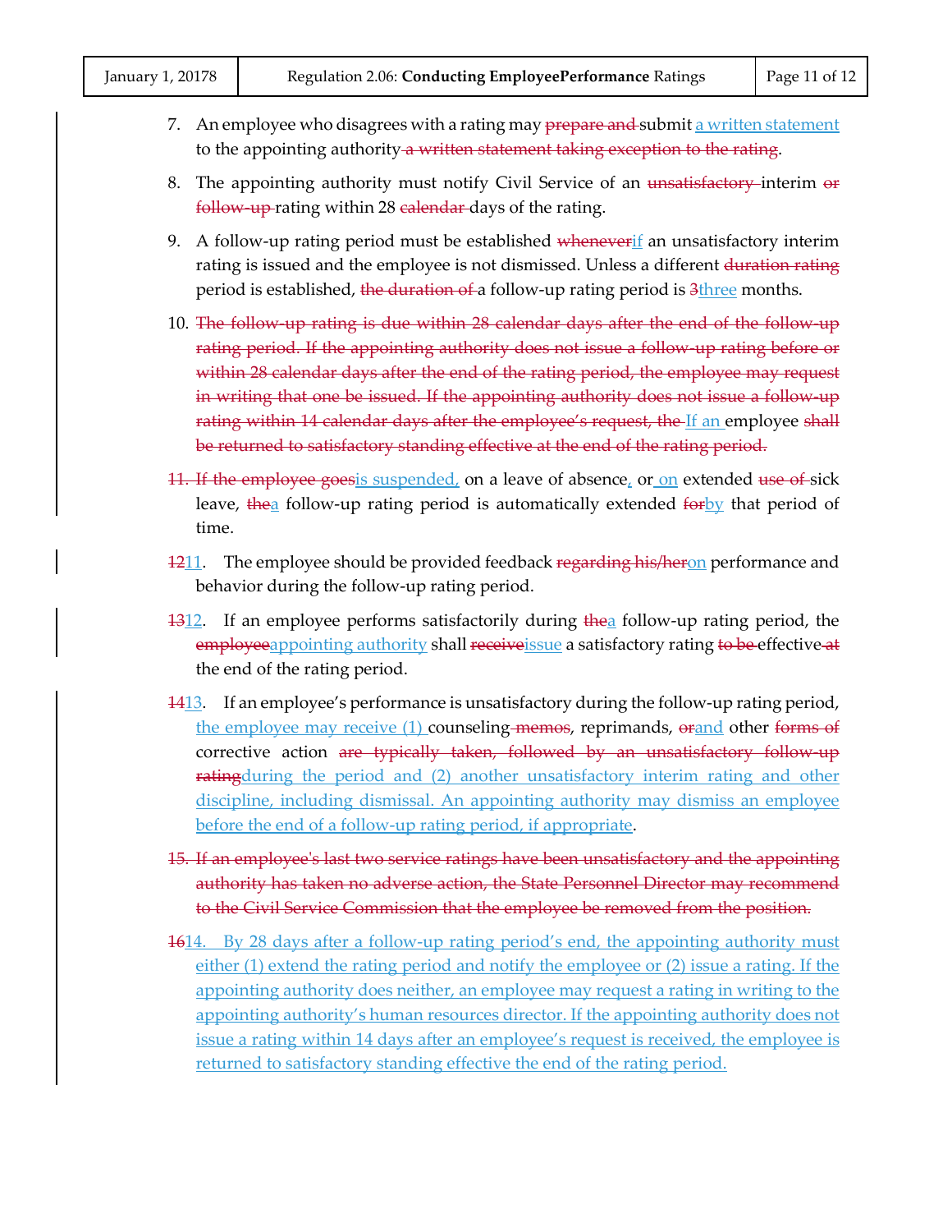7. An employee who disagrees with a rating may ~~prepare and~~ submit <u>a written statement</u> to the appointing authority~~ a written statement taking exception to the rating~~.

8. The appointing authority must notify Civil Service of an ~~unsatisfactory~~ interim ~~or follow-up~~ rating within 28 ~~calendar~~ days of the rating.

9. A follow-up rating period must be established ~~whenever~~<u>if</u> an unsatisfactory interim rating is issued and the employee is not dismissed. Unless a different ~~duration rating~~ period is established, ~~the duration of~~ a follow-up rating period is ~~3~~<u>three</u> months.

10. ~~The follow-up rating is due within 28 calendar days after the end of the follow-up rating period. If the appointing authority does not issue a follow-up rating before or within 28 calendar days after the end of the rating period, the employee may request in writing that one be issued. If the appointing authority does not issue a follow-up rating within 14 calendar days after the employee's request, the~~ <u>If an</u> employee ~~shall be returned to satisfactory standing effective at the end of the rating period.~~

~~11. If the employee goes~~<u>is suspended,</u> on a leave of absence<u>,</u> or <u>on</u> extended ~~use of~~ sick leave, ~~the~~<u>a</u> follow-up rating period is automatically extended ~~for~~<u>by</u> that period of time.

~~12~~<u>11</u>. The employee should be provided feedback ~~regarding his/her~~<u>on</u> performance and behavior during the follow-up rating period.

~~13~~<u>12</u>. If an employee performs satisfactorily during ~~the~~<u>a</u> follow-up rating period, the ~~employee~~<u>appointing authority</u> shall ~~receive~~<u>issue</u> a satisfactory rating ~~to be~~ effective ~~at~~ the end of the rating period.

~~14~~<u>13</u>. If an employee's performance is unsatisfactory during the follow-up rating period, <u>the employee may receive (1)</u> counseling ~~memos~~, reprimands, ~~or~~<u>and</u> other ~~forms of~~ corrective action ~~are typically taken, followed by an unsatisfactory follow-up rating~~<u>during the period and (2) another unsatisfactory interim rating and other discipline, including dismissal. An appointing authority may dismiss an employee before the end of a follow-up rating period, if appropriate</u>.

~~15. If an employee's last two service ratings have been unsatisfactory and the appointing authority has taken no adverse action, the State Personnel Director may recommend to the Civil Service Commission that the employee be removed from the position.~~

~~16~~<u>14. By 28 days after a follow-up rating period's end, the appointing authority must either (1) extend the rating period and notify the employee or (2) issue a rating. If the appointing authority does neither, an employee may request a rating in writing to the appointing authority's human resources director. If the appointing authority does not issue a rating within 14 days after an employee's request is received, the employee is returned to satisfactory standing effective the end of the rating period.</u>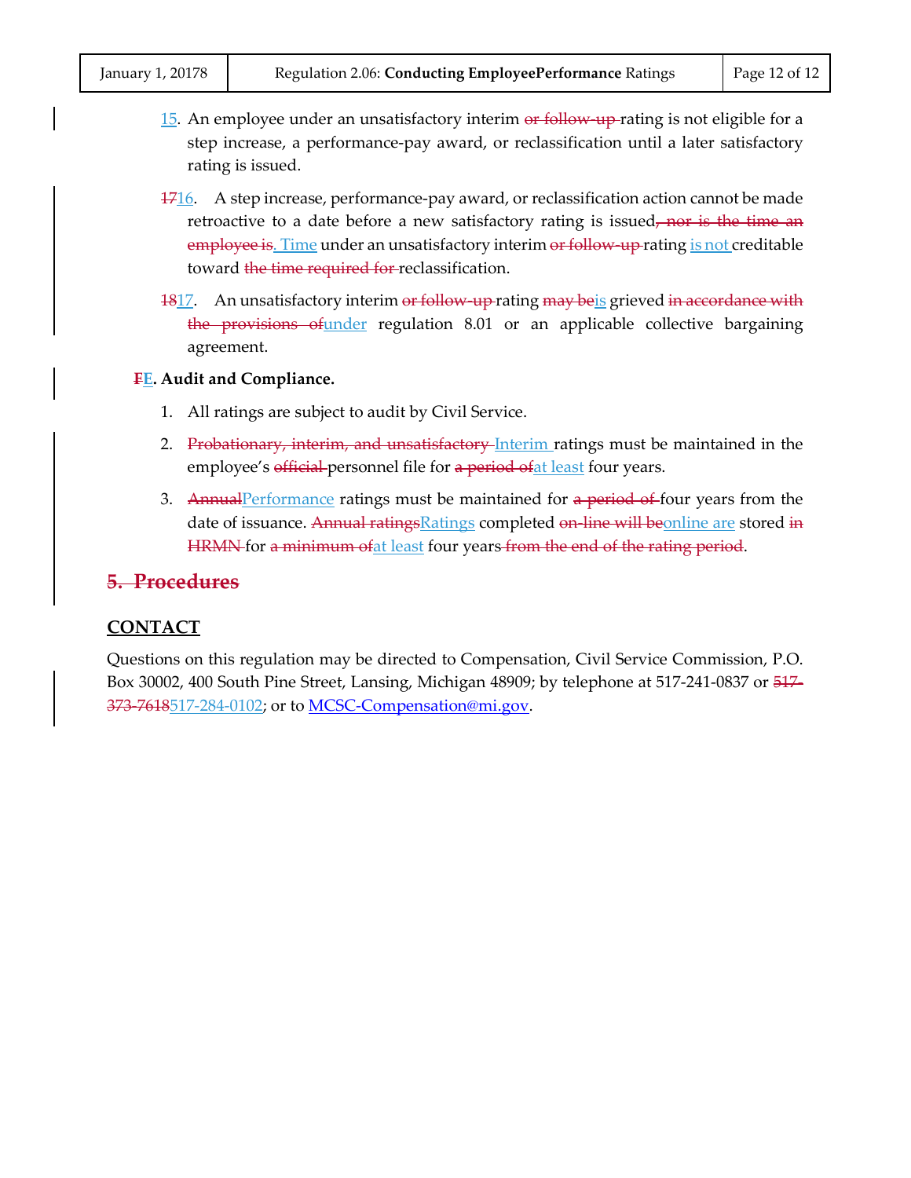15. An employee under an unsatisfactory interim ~~or follow-up~~ rating is not eligible for a step increase, a performance-pay award, or reclassification until a later satisfactory rating is issued.

~~17~~16. A step increase, performance-pay award, or reclassification action cannot be made retroactive to a date before a new satisfactory rating is issued~~, nor is the time an employee is~~. Time under an unsatisfactory interim ~~or follow-up~~ rating is not creditable toward ~~the time required for~~ reclassification.

~~18~~17. An unsatisfactory interim ~~or follow-up~~ rating ~~may be~~is grieved ~~in accordance with the provisions of~~under regulation 8.01 or an applicable collective bargaining agreement.

**~~F~~E. Audit and Compliance.**

1. All ratings are subject to audit by Civil Service.
2. ~~Probationary, interim, and unsatisfactory~~ Interim ratings must be maintained in the employee's ~~official~~ personnel file for ~~a period of~~at least four years.
3. ~~Annual~~Performance ratings must be maintained for ~~a period of~~ four years from the date of issuance. ~~Annual ratings~~Ratings completed ~~on-line will be~~online are stored ~~in HRMN~~ for ~~a minimum of~~at least four years ~~from the end of the rating period~~.

## ~~5. Procedures~~

**CONTACT**

Questions on this regulation may be directed to Compensation, Civil Service Commission, P.O. Box 30002, 400 South Pine Street, Lansing, Michigan 48909; by telephone at 517-241-0837 or ~~517-373-7618~~517-284-0102; or to MCSC-Compensation@mi.gov.